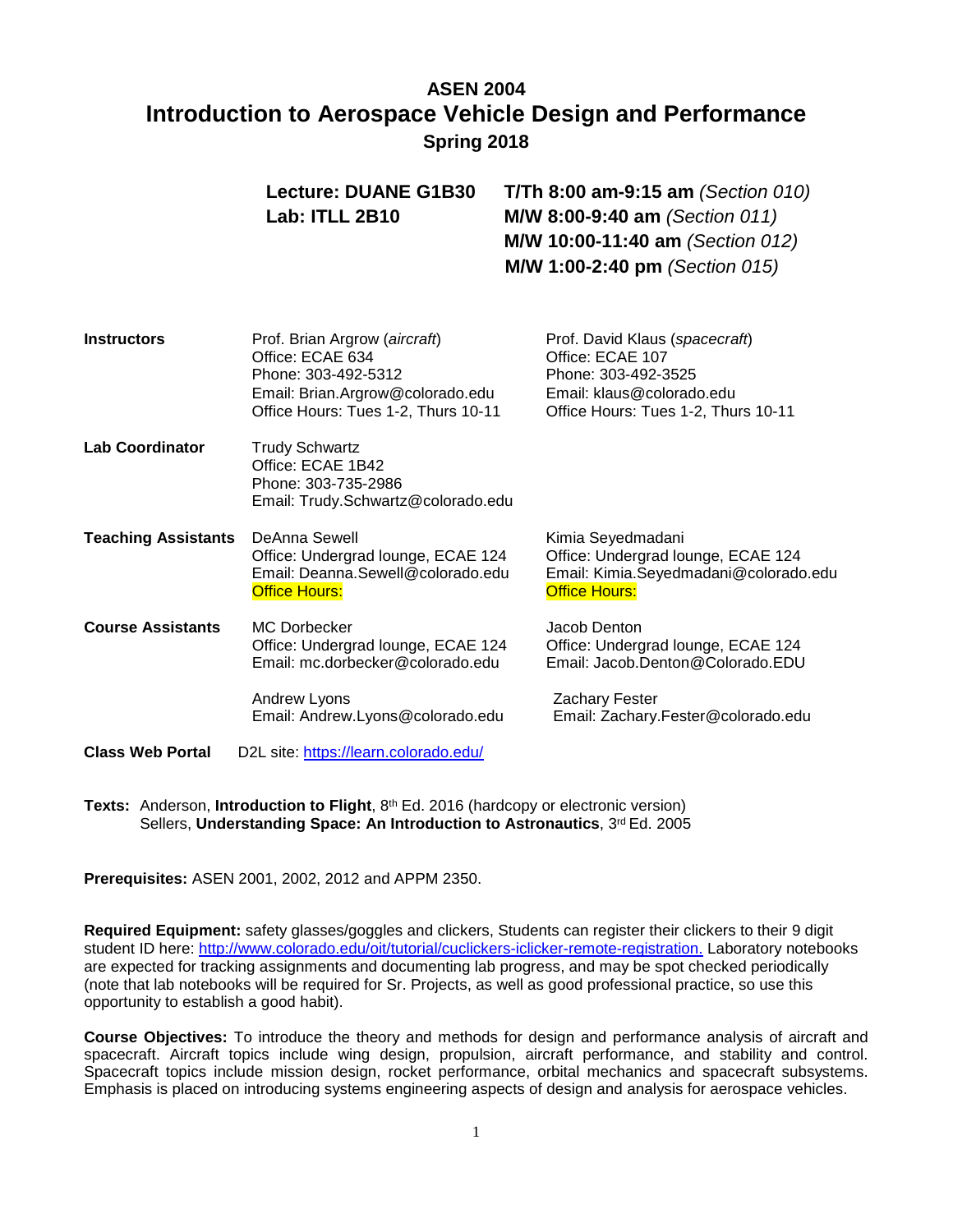# ASEN 2004
# Introduction to Aerospace Vehicle Design and Performance
### Spring 2018

| | |
|---|---|
| **Lecture: DUANE G1B30** | **T/Th 8:00 am-9:15 am** *(Section 010)* |
| **Lab: ITLL 2B10** | **M/W 8:00-9:40 am** *(Section 011)* |
| | **M/W 10:00-11:40 am** *(Section 012)* |
| | **M/W 1:00-2:40 pm** *(Section 015)* |

**Instructors**

Prof. Brian Argrow (*aircraft*)
Office: ECAE 634
Phone: 303-492-5312
Email: Brian.Argrow@colorado.edu
Office Hours: Tues 1-2, Thurs 10-11

Prof. David Klaus (*spacecraft*)
Office: ECAE 107
Phone: 303-492-3525
Email: klaus@colorado.edu
Office Hours: Tues 1-2, Thurs 10-11

**Lab Coordinator**

Trudy Schwartz
Office: ECAE 1B42
Phone: 303-735-2986
Email: Trudy.Schwartz@colorado.edu

**Teaching Assistants**

DeAnna Sewell
Office: Undergrad lounge, ECAE 124
Email: Deanna.Sewell@colorado.edu
Office Hours:

Kimia Seyedmadani
Office: Undergrad lounge, ECAE 124
Email: Kimia.Seyedmadani@colorado.edu
Office Hours:

**Course Assistants**

MC Dorbecker
Office: Undergrad lounge, ECAE 124
Email: mc.dorbecker@colorado.edu

Jacob Denton
Office: Undergrad lounge, ECAE 124
Email: Jacob.Denton@Colorado.EDU

Andrew Lyons
Email: Andrew.Lyons@colorado.edu

Zachary Fester
Email: Zachary.Fester@colorado.edu

**Class Web Portal** D2L site: https://learn.colorado.edu/

**Texts:** Anderson, **Introduction to Flight**, 8th Ed. 2016 (hardcopy or electronic version)
Sellers, **Understanding Space: An Introduction to Astronautics**, 3rd Ed. 2005

**Prerequisites:** ASEN 2001, 2002, 2012 and APPM 2350.

**Required Equipment:** safety glasses/goggles and clickers, Students can register their clickers to their 9 digit student ID here: http://www.colorado.edu/oit/tutorial/cuclickers-iclicker-remote-registration. Laboratory notebooks are expected for tracking assignments and documenting lab progress, and may be spot checked periodically (note that lab notebooks will be required for Sr. Projects, as well as good professional practice, so use this opportunity to establish a good habit).

**Course Objectives:** To introduce the theory and methods for design and performance analysis of aircraft and spacecraft. Aircraft topics include wing design, propulsion, aircraft performance, and stability and control. Spacecraft topics include mission design, rocket performance, orbital mechanics and spacecraft subsystems. Emphasis is placed on introducing systems engineering aspects of design and analysis for aerospace vehicles.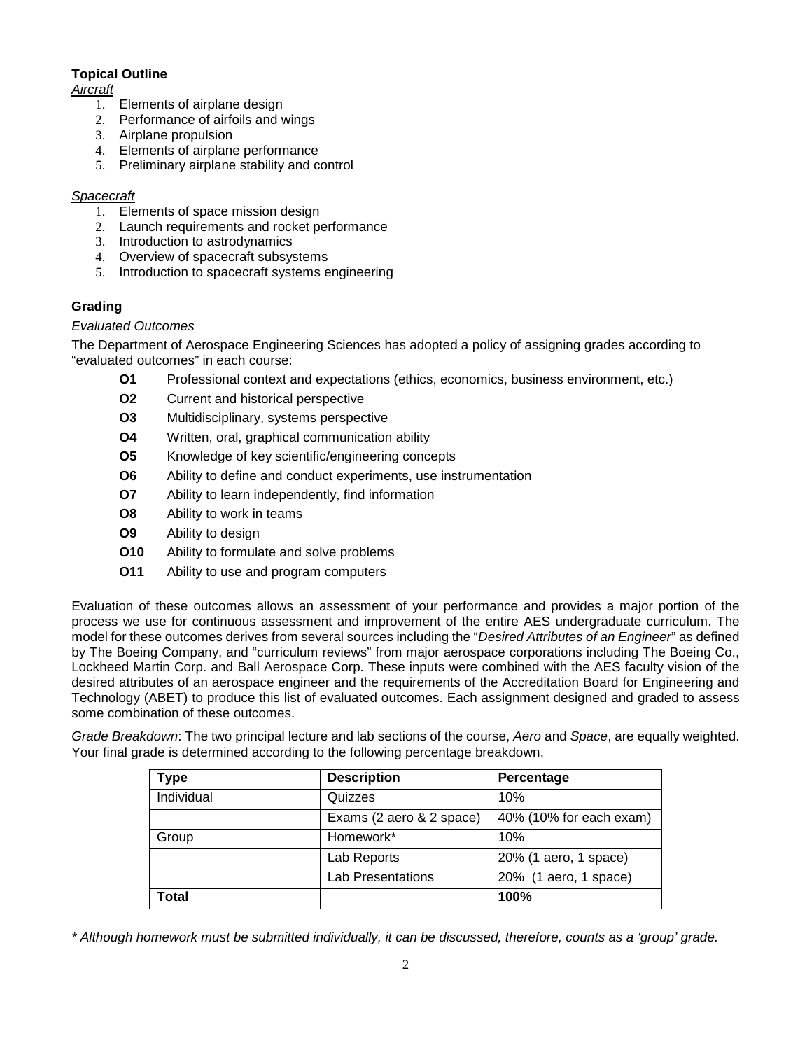**Topical Outline**

*Aircraft*

1. Elements of airplane design
2. Performance of airfoils and wings
3. Airplane propulsion
4. Elements of airplane performance
5. Preliminary airplane stability and control

*Spacecraft*

1. Elements of space mission design
2. Launch requirements and rocket performance
3. Introduction to astrodynamics
4. Overview of spacecraft subsystems
5. Introduction to spacecraft systems engineering

**Grading**

*Evaluated Outcomes*

The Department of Aerospace Engineering Sciences has adopted a policy of assigning grades according to "evaluated outcomes" in each course:

- **O1** Professional context and expectations (ethics, economics, business environment, etc.)
- **O2** Current and historical perspective
- **O3** Multidisciplinary, systems perspective
- **O4** Written, oral, graphical communication ability
- **O5** Knowledge of key scientific/engineering concepts
- **O6** Ability to define and conduct experiments, use instrumentation
- **O7** Ability to learn independently, find information
- **O8** Ability to work in teams
- **O9** Ability to design
- **O10** Ability to formulate and solve problems
- **O11** Ability to use and program computers

Evaluation of these outcomes allows an assessment of your performance and provides a major portion of the process we use for continuous assessment and improvement of the entire AES undergraduate curriculum. The model for these outcomes derives from several sources including the "*Desired Attributes of an Engineer*" as defined by The Boeing Company, and "curriculum reviews" from major aerospace corporations including The Boeing Co., Lockheed Martin Corp. and Ball Aerospace Corp. These inputs were combined with the AES faculty vision of the desired attributes of an aerospace engineer and the requirements of the Accreditation Board for Engineering and Technology (ABET) to produce this list of evaluated outcomes. Each assignment designed and graded to assess some combination of these outcomes.

*Grade Breakdown*: The two principal lecture and lab sections of the course, *Aero* and *Space*, are equally weighted. Your final grade is determined according to the following percentage breakdown.

| Type | Description | Percentage |
|---|---|---|
| Individual | Quizzes | 10% |
| | Exams (2 aero & 2 space) | 40% (10% for each exam) |
| Group | Homework* | 10% |
| | Lab Reports | 20% (1 aero, 1 space) |
| | Lab Presentations | 20% (1 aero, 1 space) |
| **Total** | | **100%** |

*\* Although homework must be submitted individually, it can be discussed, therefore, counts as a 'group' grade.*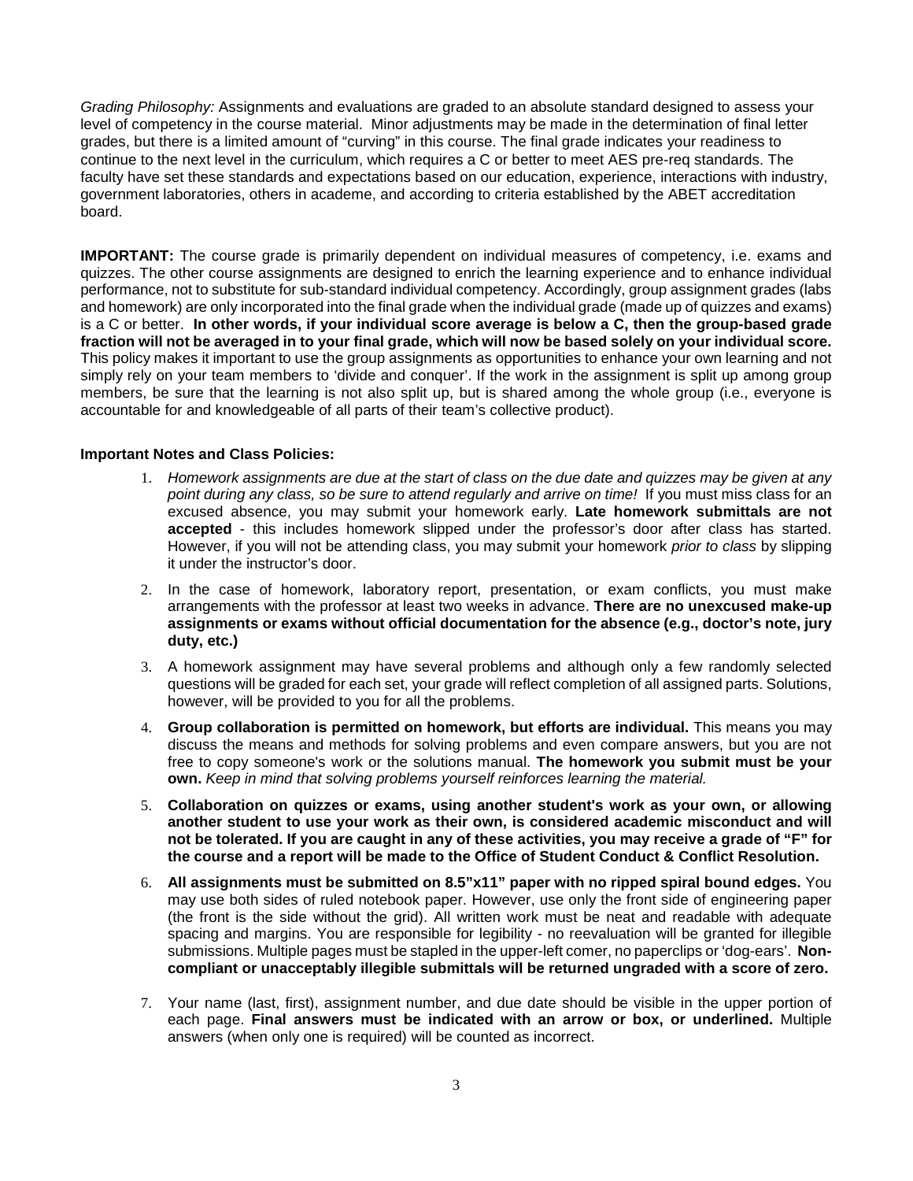*Grading Philosophy:* Assignments and evaluations are graded to an absolute standard designed to assess your level of competency in the course material. Minor adjustments may be made in the determination of final letter grades, but there is a limited amount of "curving" in this course. The final grade indicates your readiness to continue to the next level in the curriculum, which requires a C or better to meet AES pre-req standards. The faculty have set these standards and expectations based on our education, experience, interactions with industry, government laboratories, others in academe, and according to criteria established by the ABET accreditation board.

**IMPORTANT:** The course grade is primarily dependent on individual measures of competency, i.e. exams and quizzes. The other course assignments are designed to enrich the learning experience and to enhance individual performance, not to substitute for sub-standard individual competency. Accordingly, group assignment grades (labs and homework) are only incorporated into the final grade when the individual grade (made up of quizzes and exams) is a C or better. **In other words, if your individual score average is below a C, then the group-based grade fraction will not be averaged in to your final grade, which will now be based solely on your individual score.** This policy makes it important to use the group assignments as opportunities to enhance your own learning and not simply rely on your team members to 'divide and conquer'. If the work in the assignment is split up among group members, be sure that the learning is not also split up, but is shared among the whole group (i.e., everyone is accountable for and knowledgeable of all parts of their team's collective product).

**Important Notes and Class Policies:**

1. *Homework assignments are due at the start of class on the due date and quizzes may be given at any point during any class, so be sure to attend regularly and arrive on time!* If you must miss class for an excused absence, you may submit your homework early. **Late homework submittals are not accepted** - this includes homework slipped under the professor's door after class has started. However, if you will not be attending class, you may submit your homework *prior to class* by slipping it under the instructor's door.
2. In the case of homework, laboratory report, presentation, or exam conflicts, you must make arrangements with the professor at least two weeks in advance. **There are no unexcused make-up assignments or exams without official documentation for the absence (e.g., doctor's note, jury duty, etc.)**
3. A homework assignment may have several problems and although only a few randomly selected questions will be graded for each set, your grade will reflect completion of all assigned parts. Solutions, however, will be provided to you for all the problems.
4. **Group collaboration is permitted on homework, but efforts are individual.** This means you may discuss the means and methods for solving problems and even compare answers, but you are not free to copy someone's work or the solutions manual. **The homework you submit must be your own.** *Keep in mind that solving problems yourself reinforces learning the material.*
5. **Collaboration on quizzes or exams, using another student's work as your own, or allowing another student to use your work as their own, is considered academic misconduct and will not be tolerated. If you are caught in any of these activities, you may receive a grade of "F" for the course and a report will be made to the Office of Student Conduct & Conflict Resolution.**
6. **All assignments must be submitted on 8.5"x11" paper with no ripped spiral bound edges.** You may use both sides of ruled notebook paper. However, use only the front side of engineering paper (the front is the side without the grid). All written work must be neat and readable with adequate spacing and margins. You are responsible for legibility - no reevaluation will be granted for illegible submissions. Multiple pages must be stapled in the upper-left comer, no paperclips or 'dog-ears'. **Non-compliant or unacceptably illegible submittals will be returned ungraded with a score of zero.**
7. Your name (last, first), assignment number, and due date should be visible in the upper portion of each page. **Final answers must be indicated with an arrow or box, or underlined.** Multiple answers (when only one is required) will be counted as incorrect.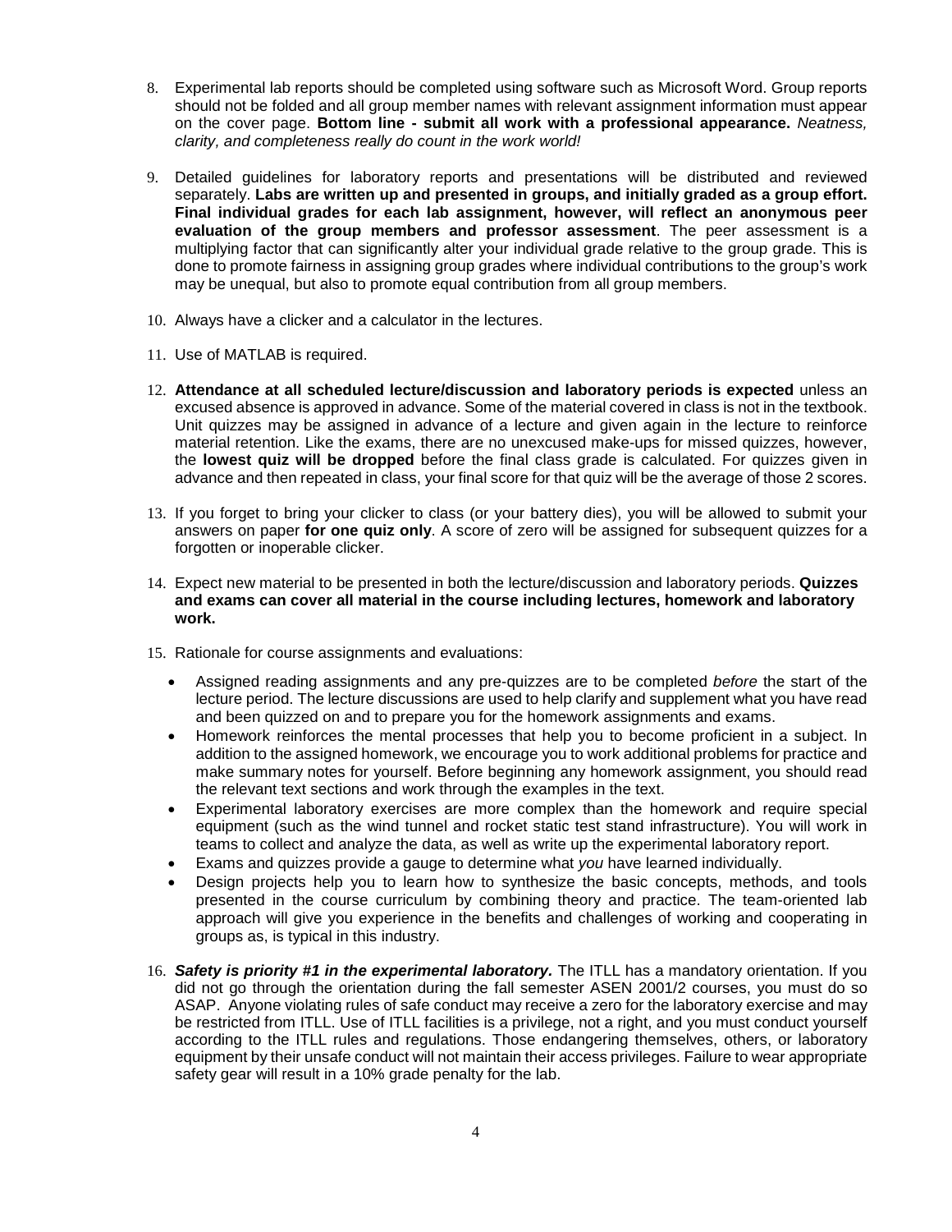8. Experimental lab reports should be completed using software such as Microsoft Word. Group reports should not be folded and all group member names with relevant assignment information must appear on the cover page. **Bottom line - submit all work with a professional appearance.** *Neatness, clarity, and completeness really do count in the work world!*

9. Detailed guidelines for laboratory reports and presentations will be distributed and reviewed separately. **Labs are written up and presented in groups, and initially graded as a group effort. Final individual grades for each lab assignment, however, will reflect an anonymous peer evaluation of the group members and professor assessment**. The peer assessment is a multiplying factor that can significantly alter your individual grade relative to the group grade. This is done to promote fairness in assigning group grades where individual contributions to the group's work may be unequal, but also to promote equal contribution from all group members.

10. Always have a clicker and a calculator in the lectures.

11. Use of MATLAB is required.

12. **Attendance at all scheduled lecture/discussion and laboratory periods is expected** unless an excused absence is approved in advance. Some of the material covered in class is not in the textbook. Unit quizzes may be assigned in advance of a lecture and given again in the lecture to reinforce material retention. Like the exams, there are no unexcused make-ups for missed quizzes, however, the **lowest quiz will be dropped** before the final class grade is calculated. For quizzes given in advance and then repeated in class, your final score for that quiz will be the average of those 2 scores.

13. If you forget to bring your clicker to class (or your battery dies), you will be allowed to submit your answers on paper **for one quiz only**. A score of zero will be assigned for subsequent quizzes for a forgotten or inoperable clicker.

14. Expect new material to be presented in both the lecture/discussion and laboratory periods. **Quizzes and exams can cover all material in the course including lectures, homework and laboratory work.**

15. Rationale for course assignments and evaluations:
    - Assigned reading assignments and any pre-quizzes are to be completed *before* the start of the lecture period. The lecture discussions are used to help clarify and supplement what you have read and been quizzed on and to prepare you for the homework assignments and exams.
    - Homework reinforces the mental processes that help you to become proficient in a subject. In addition to the assigned homework, we encourage you to work additional problems for practice and make summary notes for yourself. Before beginning any homework assignment, you should read the relevant text sections and work through the examples in the text.
    - Experimental laboratory exercises are more complex than the homework and require special equipment (such as the wind tunnel and rocket static test stand infrastructure). You will work in teams to collect and analyze the data, as well as write up the experimental laboratory report.
    - Exams and quizzes provide a gauge to determine what *you* have learned individually.
    - Design projects help you to learn how to synthesize the basic concepts, methods, and tools presented in the course curriculum by combining theory and practice. The team-oriented lab approach will give you experience in the benefits and challenges of working and cooperating in groups as, is typical in this industry.

16. ***Safety is priority #1 in the experimental laboratory.*** The ITLL has a mandatory orientation. If you did not go through the orientation during the fall semester ASEN 2001/2 courses, you must do so ASAP. Anyone violating rules of safe conduct may receive a zero for the laboratory exercise and may be restricted from ITLL. Use of ITLL facilities is a privilege, not a right, and you must conduct yourself according to the ITLL rules and regulations. Those endangering themselves, others, or laboratory equipment by their unsafe conduct will not maintain their access privileges. Failure to wear appropriate safety gear will result in a 10% grade penalty for the lab.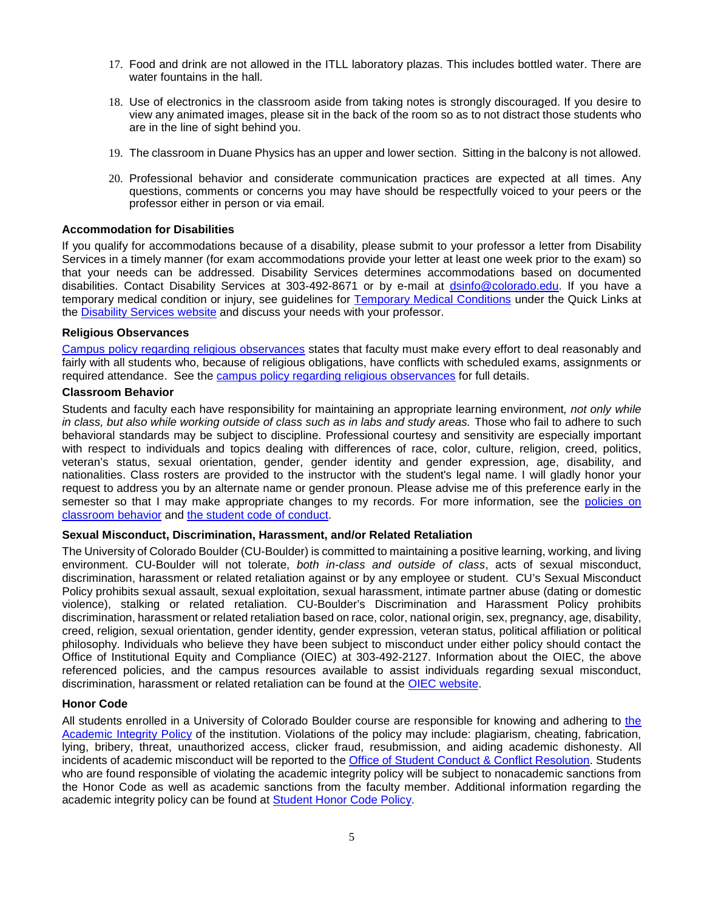17. Food and drink are not allowed in the ITLL laboratory plazas. This includes bottled water. There are water fountains in the hall.

18. Use of electronics in the classroom aside from taking notes is strongly discouraged. If you desire to view any animated images, please sit in the back of the room so as to not distract those students who are in the line of sight behind you.

19. The classroom in Duane Physics has an upper and lower section. Sitting in the balcony is not allowed.

20. Professional behavior and considerate communication practices are expected at all times. Any questions, comments or concerns you may have should be respectfully voiced to your peers or the professor either in person or via email.

**Accommodation for Disabilities**

If you qualify for accommodations because of a disability, please submit to your professor a letter from Disability Services in a timely manner (for exam accommodations provide your letter at least one week prior to the exam) so that your needs can be addressed. Disability Services determines accommodations based on documented disabilities. Contact Disability Services at 303-492-8671 or by e-mail at dsinfo@colorado.edu. If you have a temporary medical condition or injury, see guidelines for Temporary Medical Conditions under the Quick Links at the Disability Services website and discuss your needs with your professor.

**Religious Observances**

Campus policy regarding religious observances states that faculty must make every effort to deal reasonably and fairly with all students who, because of religious obligations, have conflicts with scheduled exams, assignments or required attendance. See the campus policy regarding religious observances for full details.

**Classroom Behavior**

Students and faculty each have responsibility for maintaining an appropriate learning environment*, not only while in class, but also while working outside of class such as in labs and study areas.* Those who fail to adhere to such behavioral standards may be subject to discipline. Professional courtesy and sensitivity are especially important with respect to individuals and topics dealing with differences of race, color, culture, religion, creed, politics, veteran's status, sexual orientation, gender, gender identity and gender expression, age, disability, and nationalities. Class rosters are provided to the instructor with the student's legal name. I will gladly honor your request to address you by an alternate name or gender pronoun. Please advise me of this preference early in the semester so that I may make appropriate changes to my records. For more information, see the policies on classroom behavior and the student code of conduct.

**Sexual Misconduct, Discrimination, Harassment, and/or Related Retaliation**

The University of Colorado Boulder (CU-Boulder) is committed to maintaining a positive learning, working, and living environment. CU-Boulder will not tolerate, *both in-class and outside of class*, acts of sexual misconduct, discrimination, harassment or related retaliation against or by any employee or student. CU's Sexual Misconduct Policy prohibits sexual assault, sexual exploitation, sexual harassment, intimate partner abuse (dating or domestic violence), stalking or related retaliation. CU-Boulder's Discrimination and Harassment Policy prohibits discrimination, harassment or related retaliation based on race, color, national origin, sex, pregnancy, age, disability, creed, religion, sexual orientation, gender identity, gender expression, veteran status, political affiliation or political philosophy. Individuals who believe they have been subject to misconduct under either policy should contact the Office of Institutional Equity and Compliance (OIEC) at 303-492-2127. Information about the OIEC, the above referenced policies, and the campus resources available to assist individuals regarding sexual misconduct, discrimination, harassment or related retaliation can be found at the OIEC website.

**Honor Code**

All students enrolled in a University of Colorado Boulder course are responsible for knowing and adhering to the Academic Integrity Policy of the institution. Violations of the policy may include: plagiarism, cheating, fabrication, lying, bribery, threat, unauthorized access, clicker fraud, resubmission, and aiding academic dishonesty. All incidents of academic misconduct will be reported to the Office of Student Conduct & Conflict Resolution. Students who are found responsible of violating the academic integrity policy will be subject to nonacademic sanctions from the Honor Code as well as academic sanctions from the faculty member. Additional information regarding the academic integrity policy can be found at Student Honor Code Policy.